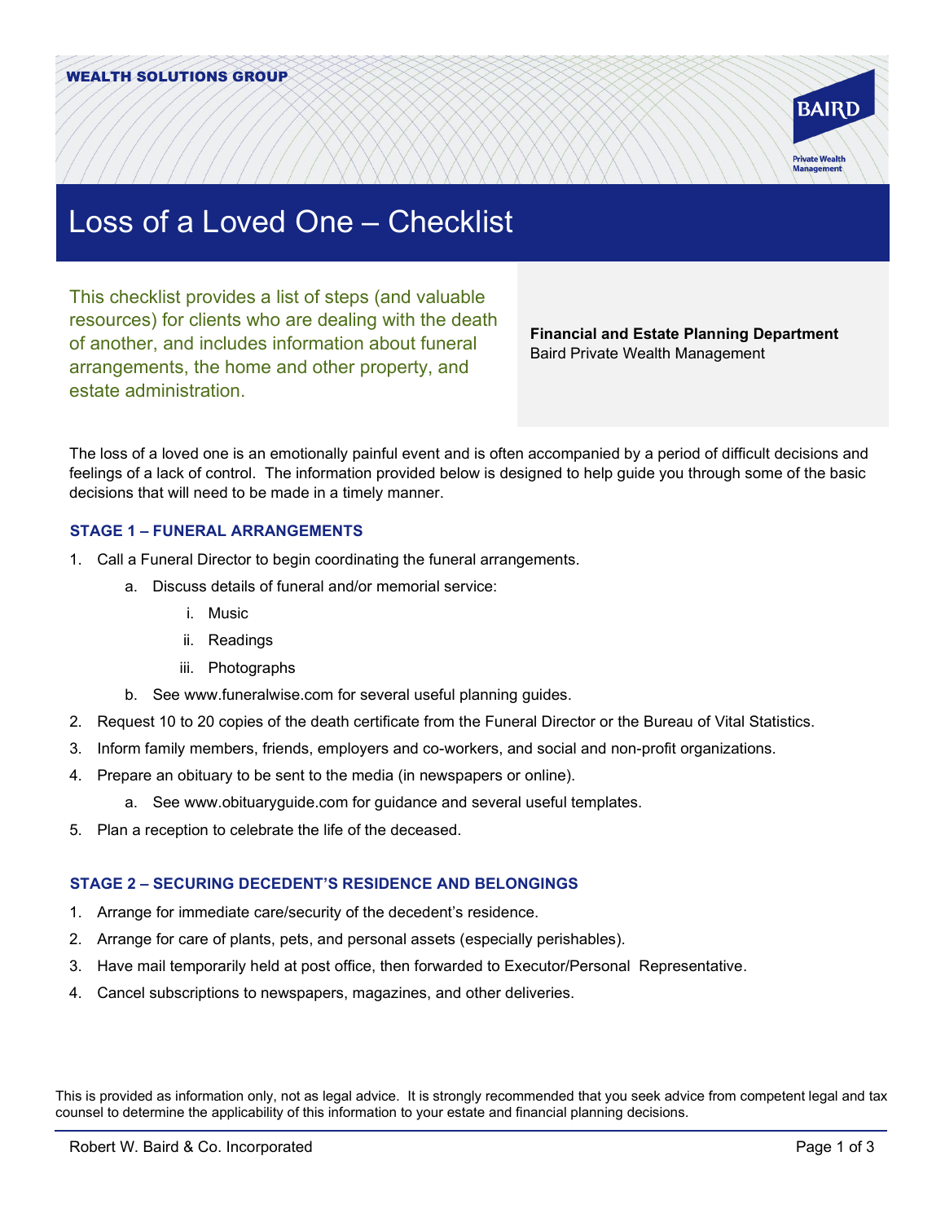WEALTH SOLUTIONS GROUP

# Loss of a Loved One – Checklist

This checklist provides a list of steps (and valuable resources) for clients who are dealing with the death of another, and includes information about funeral arrangements, the home and other property, and estate administration.

**Financial and Estate Planning Department**
Baird Private Wealth Management

The loss of a loved one is an emotionally painful event and is often accompanied by a period of difficult decisions and feelings of a lack of control. The information provided below is designed to help guide you through some of the basic decisions that will need to be made in a timely manner.

### STAGE 1 – FUNERAL ARRANGEMENTS

1. Call a Funeral Director to begin coordinating the funeral arrangements.
    a. Discuss details of funeral and/or memorial service:
        i. Music
        ii. Readings
        iii. Photographs
    b. See www.funeralwise.com for several useful planning guides.
2. Request 10 to 20 copies of the death certificate from the Funeral Director or the Bureau of Vital Statistics.
3. Inform family members, friends, employers and co-workers, and social and non-profit organizations.
4. Prepare an obituary to be sent to the media (in newspapers or online).
    a. See www.obituaryguide.com for guidance and several useful templates.
5. Plan a reception to celebrate the life of the deceased.

### STAGE 2 – SECURING DECEDENT'S RESIDENCE AND BELONGINGS

1. Arrange for immediate care/security of the decedent's residence.
2. Arrange for care of plants, pets, and personal assets (especially perishables).
3. Have mail temporarily held at post office, then forwarded to Executor/Personal Representative.
4. Cancel subscriptions to newspapers, magazines, and other deliveries.

This is provided as information only, not as legal advice. It is strongly recommended that you seek advice from competent legal and tax counsel to determine the applicability of this information to your estate and financial planning decisions.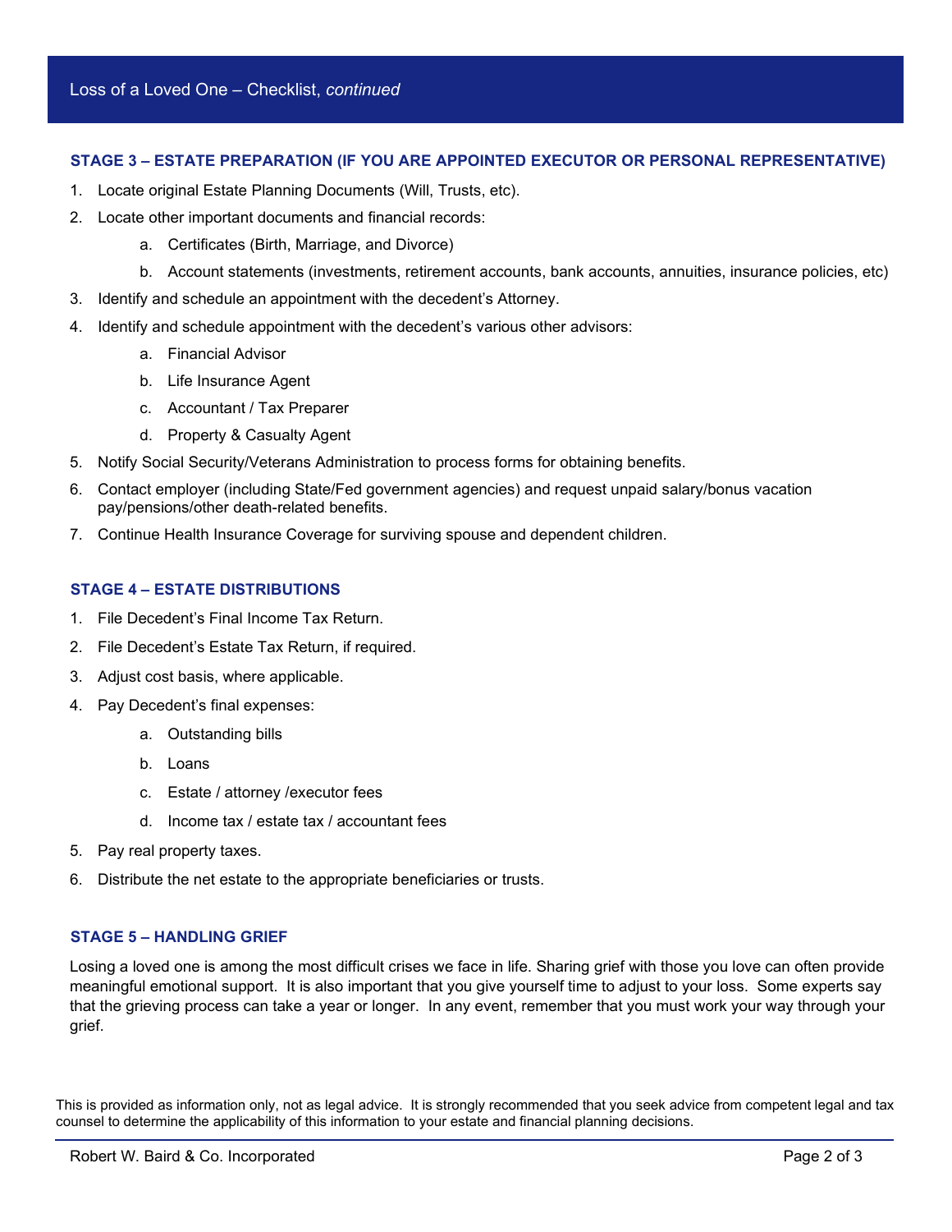## STAGE 3 – ESTATE PREPARATION (IF YOU ARE APPOINTED EXECUTOR OR PERSONAL REPRESENTATIVE)

1. Locate original Estate Planning Documents (Will, Trusts, etc).
2. Locate other important documents and financial records:
    a. Certificates (Birth, Marriage, and Divorce)
    b. Account statements (investments, retirement accounts, bank accounts, annuities, insurance policies, etc)
3. Identify and schedule an appointment with the decedent's Attorney.
4. Identify and schedule appointment with the decedent's various other advisors:
    a. Financial Advisor
    b. Life Insurance Agent
    c. Accountant / Tax Preparer
    d. Property & Casualty Agent
5. Notify Social Security/Veterans Administration to process forms for obtaining benefits.
6. Contact employer (including State/Fed government agencies) and request unpaid salary/bonus vacation pay/pensions/other death-related benefits.
7. Continue Health Insurance Coverage for surviving spouse and dependent children.

## STAGE 4 – ESTATE DISTRIBUTIONS

1. File Decedent's Final Income Tax Return.
2. File Decedent's Estate Tax Return, if required.
3. Adjust cost basis, where applicable.
4. Pay Decedent's final expenses:
    a. Outstanding bills
    b. Loans
    c. Estate / attorney /executor fees
    d. Income tax / estate tax / accountant fees
5. Pay real property taxes.
6. Distribute the net estate to the appropriate beneficiaries or trusts.

## STAGE 5 – HANDLING GRIEF

Losing a loved one is among the most difficult crises we face in life. Sharing grief with those you love can often provide meaningful emotional support. It is also important that you give yourself time to adjust to your loss. Some experts say that the grieving process can take a year or longer. In any event, remember that you must work your way through your grief.

This is provided as information only, not as legal advice. It is strongly recommended that you seek advice from competent legal and tax counsel to determine the applicability of this information to your estate and financial planning decisions.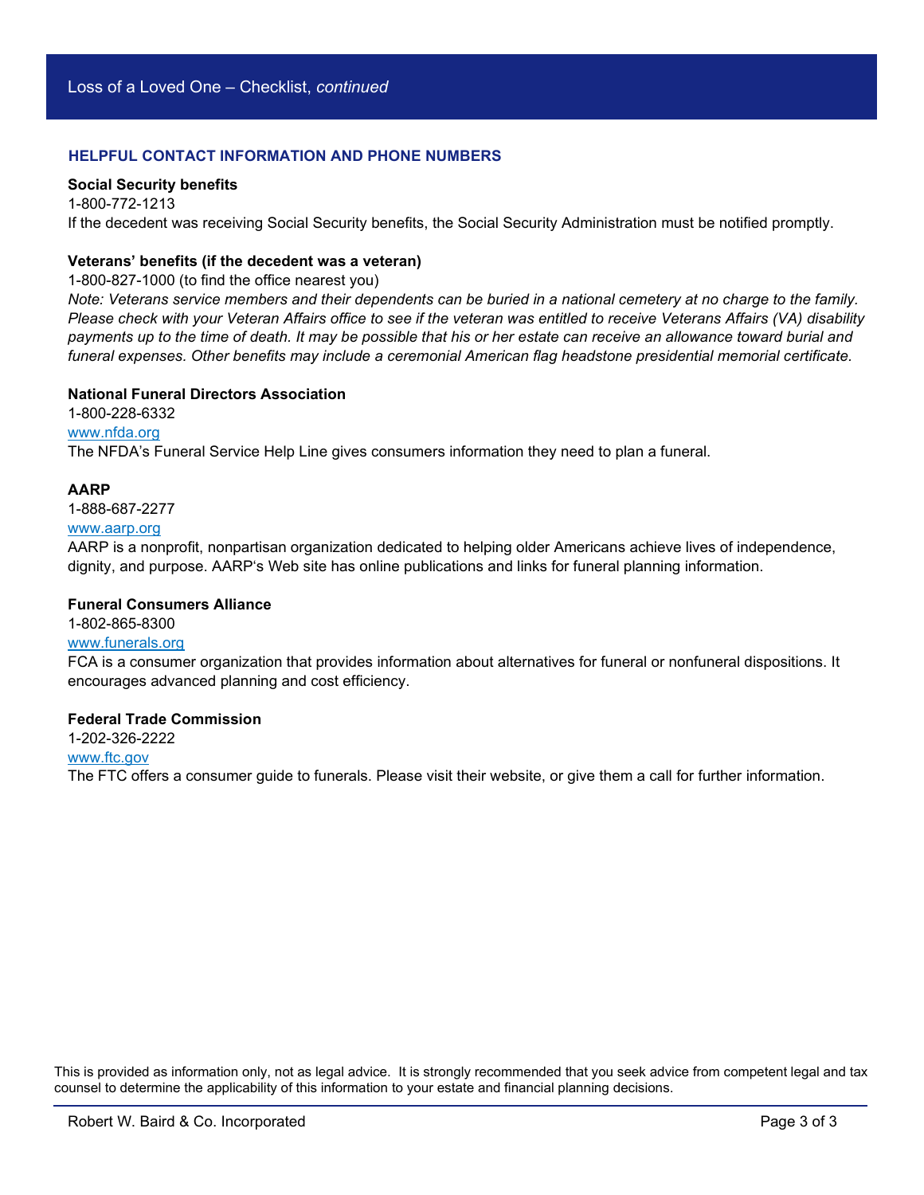## HELPFUL CONTACT INFORMATION AND PHONE NUMBERS

**Social Security benefits**
1-800-772-1213
If the decedent was receiving Social Security benefits, the Social Security Administration must be notified promptly.

**Veterans' benefits (if the decedent was a veteran)**
1-800-827-1000 (to find the office nearest you)
*Note: Veterans service members and their dependents can be buried in a national cemetery at no charge to the family. Please check with your Veteran Affairs office to see if the veteran was entitled to receive Veterans Affairs (VA) disability payments up to the time of death. It may be possible that his or her estate can receive an allowance toward burial and funeral expenses. Other benefits may include a ceremonial American flag headstone presidential memorial certificate.*

**National Funeral Directors Association**
1-800-228-6332
www.nfda.org
The NFDA's Funeral Service Help Line gives consumers information they need to plan a funeral.

**AARP**
1-888-687-2277
www.aarp.org
AARP is a nonprofit, nonpartisan organization dedicated to helping older Americans achieve lives of independence, dignity, and purpose. AARP's Web site has online publications and links for funeral planning information.

**Funeral Consumers Alliance**
1-802-865-8300
www.funerals.org
FCA is a consumer organization that provides information about alternatives for funeral or nonfuneral dispositions. It encourages advanced planning and cost efficiency.

**Federal Trade Commission**
1-202-326-2222
www.ftc.gov
The FTC offers a consumer guide to funerals. Please visit their website, or give them a call for further information.

This is provided as information only, not as legal advice. It is strongly recommended that you seek advice from competent legal and tax counsel to determine the applicability of this information to your estate and financial planning decisions.